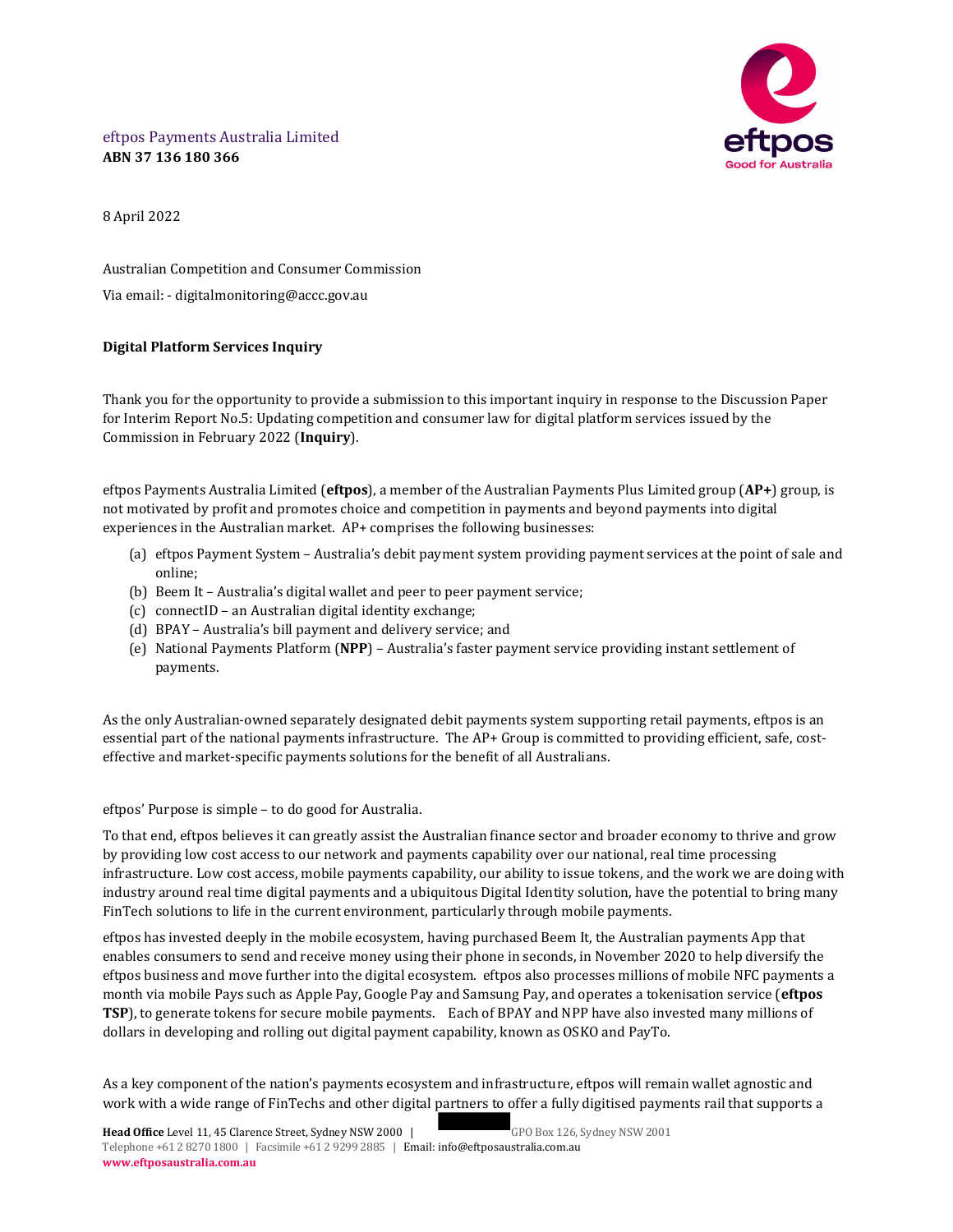eftpos Payments Australia Limited
**ABN 37 136 180 366**

8 April 2022

Australian Competition and Consumer Commission

Via email: - digitalmonitoring@accc.gov.au

**Digital Platform Services Inquiry**

Thank you for the opportunity to provide a submission to this important inquiry in response to the Discussion Paper for Interim Report No.5: Updating competition and consumer law for digital platform services issued by the Commission in February 2022 (**Inquiry**).

eftpos Payments Australia Limited (**eftpos**), a member of the Australian Payments Plus Limited group (**AP+**) group, is not motivated by profit and promotes choice and competition in payments and beyond payments into digital experiences in the Australian market. AP+ comprises the following businesses:

(a) eftpos Payment System – Australia's debit payment system providing payment services at the point of sale and online;
(b) Beem It – Australia's digital wallet and peer to peer payment service;
(c) connectID – an Australian digital identity exchange;
(d) BPAY – Australia's bill payment and delivery service; and
(e) National Payments Platform (**NPP**) – Australia's faster payment service providing instant settlement of payments.

As the only Australian-owned separately designated debit payments system supporting retail payments, eftpos is an essential part of the national payments infrastructure. The AP+ Group is committed to providing efficient, safe, cost-effective and market-specific payments solutions for the benefit of all Australians.

eftpos' Purpose is simple – to do good for Australia.

To that end, eftpos believes it can greatly assist the Australian finance sector and broader economy to thrive and grow by providing low cost access to our network and payments capability over our national, real time processing infrastructure. Low cost access, mobile payments capability, our ability to issue tokens, and the work we are doing with industry around real time digital payments and a ubiquitous Digital Identity solution, have the potential to bring many FinTech solutions to life in the current environment, particularly through mobile payments.

eftpos has invested deeply in the mobile ecosystem, having purchased Beem It, the Australian payments App that enables consumers to send and receive money using their phone in seconds, in November 2020 to help diversify the eftpos business and move further into the digital ecosystem. eftpos also processes millions of mobile NFC payments a month via mobile Pays such as Apple Pay, Google Pay and Samsung Pay, and operates a tokenisation service (**eftpos TSP**), to generate tokens for secure mobile payments. Each of BPAY and NPP have also invested many millions of dollars in developing and rolling out digital payment capability, known as OSKO and PayTo.

As a key component of the nation's payments ecosystem and infrastructure, eftpos will remain wallet agnostic and work with a wide range of FinTechs and other digital partners to offer a fully digitised payments rail that supports a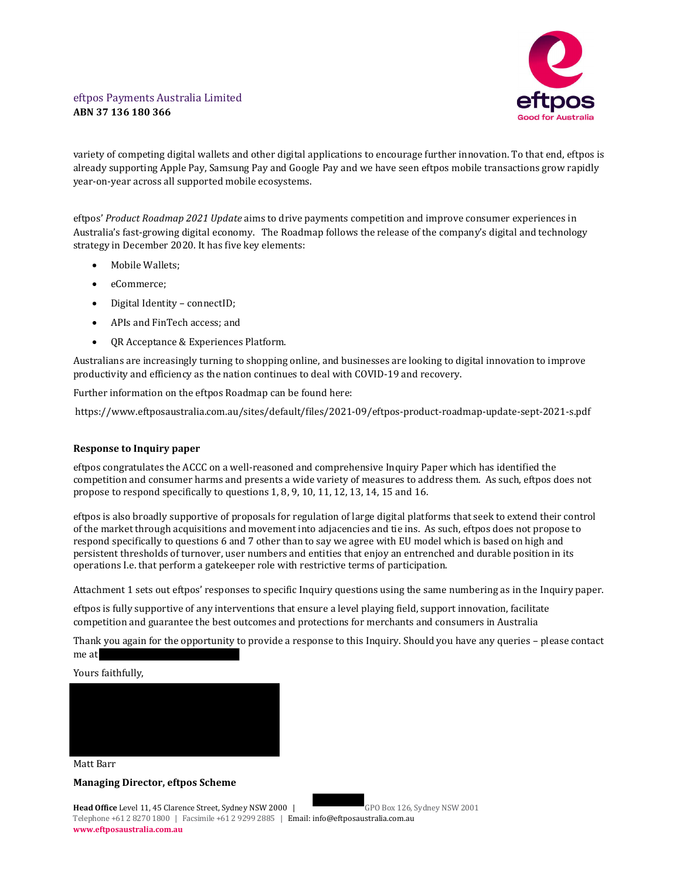variety of competing digital wallets and other digital applications to encourage further innovation. To that end, eftpos is already supporting Apple Pay, Samsung Pay and Google Pay and we have seen eftpos mobile transactions grow rapidly year-on-year across all supported mobile ecosystems.

eftpos' *Product Roadmap 2021 Update* aims to drive payments competition and improve consumer experiences in Australia's fast-growing digital economy. The Roadmap follows the release of the company's digital and technology strategy in December 2020. It has five key elements:

- Mobile Wallets;
- eCommerce;
- Digital Identity – connectID;
- APIs and FinTech access; and
- QR Acceptance & Experiences Platform.

Australians are increasingly turning to shopping online, and businesses are looking to digital innovation to improve productivity and efficiency as the nation continues to deal with COVID-19 and recovery.

Further information on the eftpos Roadmap can be found here:

https://www.eftposaustralia.com.au/sites/default/files/2021-09/eftpos-product-roadmap-update-sept-2021-s.pdf

**Response to Inquiry paper**

eftpos congratulates the ACCC on a well-reasoned and comprehensive Inquiry Paper which has identified the competition and consumer harms and presents a wide variety of measures to address them. As such, eftpos does not propose to respond specifically to questions 1, 8, 9, 10, 11, 12, 13, 14, 15 and 16.

eftpos is also broadly supportive of proposals for regulation of large digital platforms that seek to extend their control of the market through acquisitions and movement into adjacencies and tie ins. As such, eftpos does not propose to respond specifically to questions 6 and 7 other than to say we agree with EU model which is based on high and persistent thresholds of turnover, user numbers and entities that enjoy an entrenched and durable position in its operations I.e. that perform a gatekeeper role with restrictive terms of participation.

Attachment 1 sets out eftpos' responses to specific Inquiry questions using the same numbering as in the Inquiry paper.

eftpos is fully supportive of any interventions that ensure a level playing field, support innovation, facilitate competition and guarantee the best outcomes and protections for merchants and consumers in Australia

Thank you again for the opportunity to provide a response to this Inquiry. Should you have any queries – please contact me at

Yours faithfully,

Matt Barr

**Managing Director, eftpos Scheme**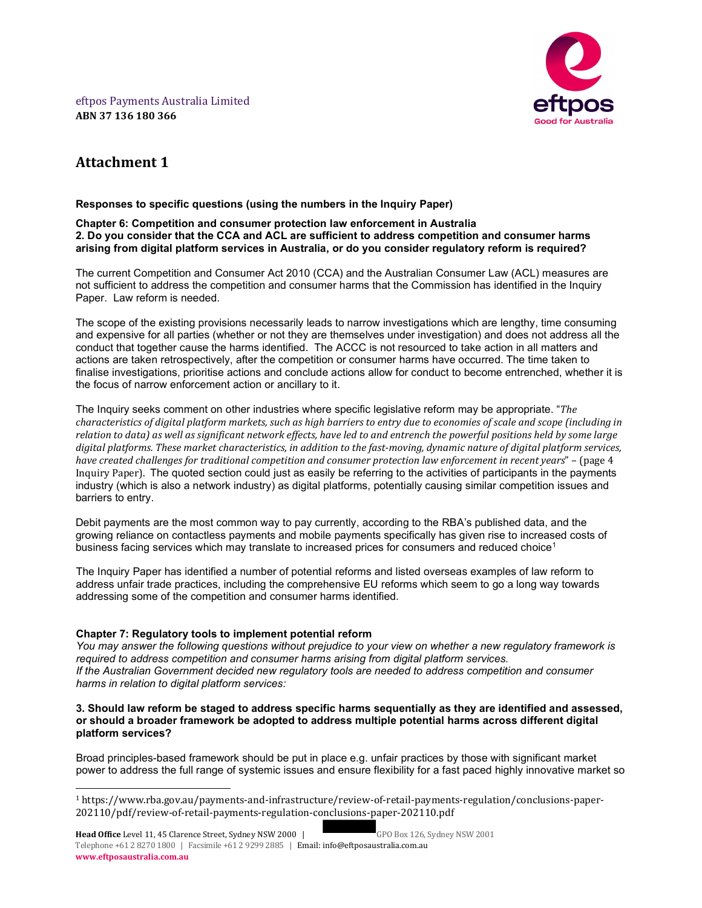eftpos Payments Australia Limited
**ABN 37 136 180 366**

# Attachment 1

**Responses to specific questions (using the numbers in the Inquiry Paper)**

**Chapter 6: Competition and consumer protection law enforcement in Australia**
**2. Do you consider that the CCA and ACL are sufficient to address competition and consumer harms arising from digital platform services in Australia, or do you consider regulatory reform is required?**

The current Competition and Consumer Act 2010 (CCA) and the Australian Consumer Law (ACL) measures are not sufficient to address the competition and consumer harms that the Commission has identified in the Inquiry Paper. Law reform is needed.

The scope of the existing provisions necessarily leads to narrow investigations which are lengthy, time consuming and expensive for all parties (whether or not they are themselves under investigation) and does not address all the conduct that together cause the harms identified. The ACCC is not resourced to take action in all matters and actions are taken retrospectively, after the competition or consumer harms have occurred. The time taken to finalise investigations, prioritise actions and conclude actions allow for conduct to become entrenched, whether it is the focus of narrow enforcement action or ancillary to it.

The Inquiry seeks comment on other industries where specific legislative reform may be appropriate. "*The characteristics of digital platform markets, such as high barriers to entry due to economies of scale and scope (including in relation to data) as well as significant network effects, have led to and entrench the powerful positions held by some large digital platforms. These market characteristics, in addition to the fast-moving, dynamic nature of digital platform services, have created challenges for traditional competition and consumer protection law enforcement in recent years*" – (page 4 Inquiry Paper). The quoted section could just as easily be referring to the activities of participants in the payments industry (which is also a network industry) as digital platforms, potentially causing similar competition issues and barriers to entry.

Debit payments are the most common way to pay currently, according to the RBA's published data, and the growing reliance on contactless payments and mobile payments specifically has given rise to increased costs of business facing services which may translate to increased prices for consumers and reduced choice[1]

The Inquiry Paper has identified a number of potential reforms and listed overseas examples of law reform to address unfair trade practices, including the comprehensive EU reforms which seem to go a long way towards addressing some of the competition and consumer harms identified.

**Chapter 7: Regulatory tools to implement potential reform**
*You may answer the following questions without prejudice to your view on whether a new regulatory framework is required to address competition and consumer harms arising from digital platform services.*
*If the Australian Government decided new regulatory tools are needed to address competition and consumer harms in relation to digital platform services:*

**3. Should law reform be staged to address specific harms sequentially as they are identified and assessed, or should a broader framework be adopted to address multiple potential harms across different digital platform services?**

Broad principles-based framework should be put in place e.g. unfair practices by those with significant market power to address the full range of systemic issues and ensure flexibility for a fast paced highly innovative market so

[1] https://www.rba.gov.au/payments-and-infrastructure/review-of-retail-payments-regulation/conclusions-paper-202110/pdf/review-of-retail-payments-regulation-conclusions-paper-202110.pdf

**Head Office** Level 11, 45 Clarence Street, Sydney NSW 2000 | GPO Box 126, Sydney NSW 2001
Telephone +61 2 8270 1800 | Facsimile +61 2 9299 2885 | Email: info@eftposaustralia.com.au
**www.eftposaustralia.com.au**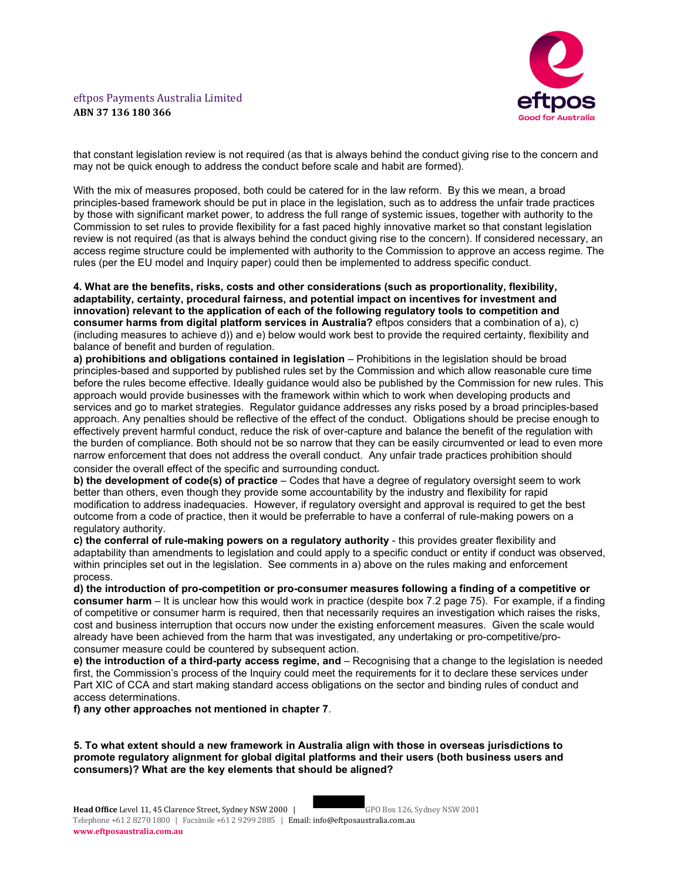that constant legislation review is not required (as that is always behind the conduct giving rise to the concern and may not be quick enough to address the conduct before scale and habit are formed).

With the mix of measures proposed, both could be catered for in the law reform. By this we mean, a broad principles-based framework should be put in place in the legislation, such as to address the unfair trade practices by those with significant market power, to address the full range of systemic issues, together with authority to the Commission to set rules to provide flexibility for a fast paced highly innovative market so that constant legislation review is not required (as that is always behind the conduct giving rise to the concern). If considered necessary, an access regime structure could be implemented with authority to the Commission to approve an access regime. The rules (per the EU model and Inquiry paper) could then be implemented to address specific conduct.

**4. What are the benefits, risks, costs and other considerations (such as proportionality, flexibility, adaptability, certainty, procedural fairness, and potential impact on incentives for investment and innovation) relevant to the application of each of the following regulatory tools to competition and consumer harms from digital platform services in Australia?** eftpos considers that a combination of a), c) (including measures to achieve d)) and e) below would work best to provide the required certainty, flexibility and balance of benefit and burden of regulation.

**a) prohibitions and obligations contained in legislation** – Prohibitions in the legislation should be broad principles-based and supported by published rules set by the Commission and which allow reasonable cure time before the rules become effective. Ideally guidance would also be published by the Commission for new rules. This approach would provide businesses with the framework within which to work when developing products and services and go to market strategies. Regulator guidance addresses any risks posed by a broad principles-based approach. Any penalties should be reflective of the effect of the conduct. Obligations should be precise enough to effectively prevent harmful conduct, reduce the risk of over-capture and balance the benefit of the regulation with the burden of compliance. Both should not be so narrow that they can be easily circumvented or lead to even more narrow enforcement that does not address the overall conduct. Any unfair trade practices prohibition should consider the overall effect of the specific and surrounding conduct.

**b) the development of code(s) of practice** – Codes that have a degree of regulatory oversight seem to work better than others, even though they provide some accountability by the industry and flexibility for rapid modification to address inadequacies. However, if regulatory oversight and approval is required to get the best outcome from a code of practice, then it would be preferrable to have a conferral of rule-making powers on a regulatory authority.

**c) the conferral of rule-making powers on a regulatory authority** - this provides greater flexibility and adaptability than amendments to legislation and could apply to a specific conduct or entity if conduct was observed, within principles set out in the legislation. See comments in a) above on the rules making and enforcement process.

**d) the introduction of pro-competition or pro-consumer measures following a finding of a competitive or consumer harm** – It is unclear how this would work in practice (despite box 7.2 page 75). For example, if a finding of competitive or consumer harm is required, then that necessarily requires an investigation which raises the risks, cost and business interruption that occurs now under the existing enforcement measures. Given the scale would already have been achieved from the harm that was investigated, any undertaking or pro-competitive/pro-consumer measure could be countered by subsequent action.

**e) the introduction of a third-party access regime, and** – Recognising that a change to the legislation is needed first, the Commission's process of the Inquiry could meet the requirements for it to declare these services under Part XIC of CCA and start making standard access obligations on the sector and binding rules of conduct and access determinations.

**f) any other approaches not mentioned in chapter 7**.

**5. To what extent should a new framework in Australia align with those in overseas jurisdictions to promote regulatory alignment for global digital platforms and their users (both business users and consumers)? What are the key elements that should be aligned?**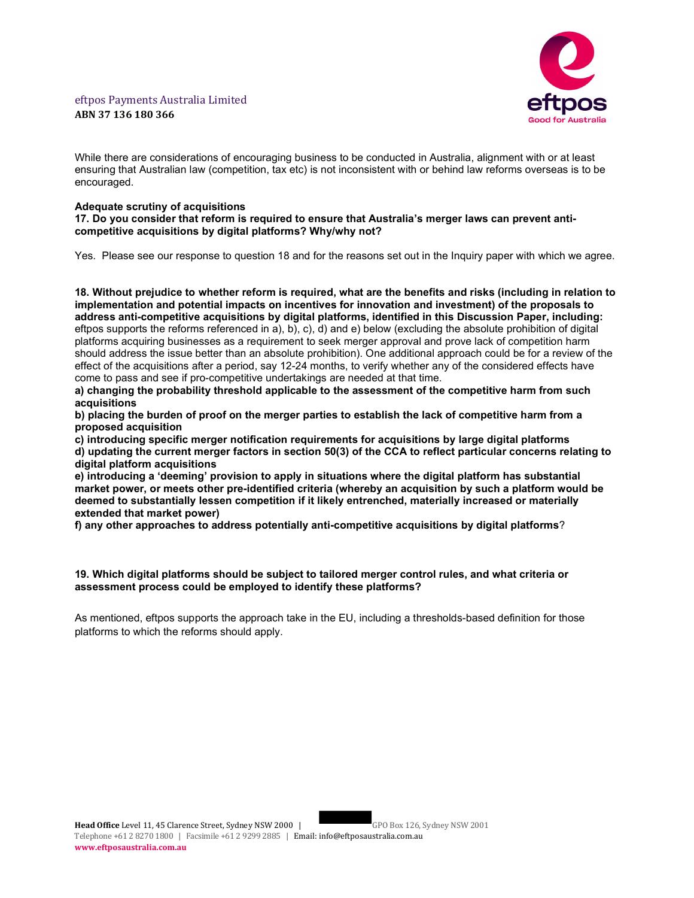While there are considerations of encouraging business to be conducted in Australia, alignment with or at least ensuring that Australian law (competition, tax etc) is not inconsistent with or behind law reforms overseas is to be encouraged.

**Adequate scrutiny of acquisitions**

**17. Do you consider that reform is required to ensure that Australia's merger laws can prevent anti-competitive acquisitions by digital platforms? Why/why not?**

Yes. Please see our response to question 18 and for the reasons set out in the Inquiry paper with which we agree.

**18. Without prejudice to whether reform is required, what are the benefits and risks (including in relation to implementation and potential impacts on incentives for innovation and investment) of the proposals to address anti-competitive acquisitions by digital platforms, identified in this Discussion Paper, including:**

eftpos supports the reforms referenced in a), b), c), d) and e) below (excluding the absolute prohibition of digital platforms acquiring businesses as a requirement to seek merger approval and prove lack of competition harm should address the issue better than an absolute prohibition). One additional approach could be for a review of the effect of the acquisitions after a period, say 12-24 months, to verify whether any of the considered effects have come to pass and see if pro-competitive undertakings are needed at that time.

**a) changing the probability threshold applicable to the assessment of the competitive harm from such acquisitions**

**b) placing the burden of proof on the merger parties to establish the lack of competitive harm from a proposed acquisition**

**c) introducing specific merger notification requirements for acquisitions by large digital platforms**

**d) updating the current merger factors in section 50(3) of the CCA to reflect particular concerns relating to digital platform acquisitions**

**e) introducing a 'deeming' provision to apply in situations where the digital platform has substantial market power, or meets other pre-identified criteria (whereby an acquisition by such a platform would be deemed to substantially lessen competition if it likely entrenched, materially increased or materially extended that market power)**

**f) any other approaches to address potentially anti-competitive acquisitions by digital platforms**?

**19. Which digital platforms should be subject to tailored merger control rules, and what criteria or assessment process could be employed to identify these platforms?**

As mentioned, eftpos supports the approach take in the EU, including a thresholds-based definition for those platforms to which the reforms should apply.